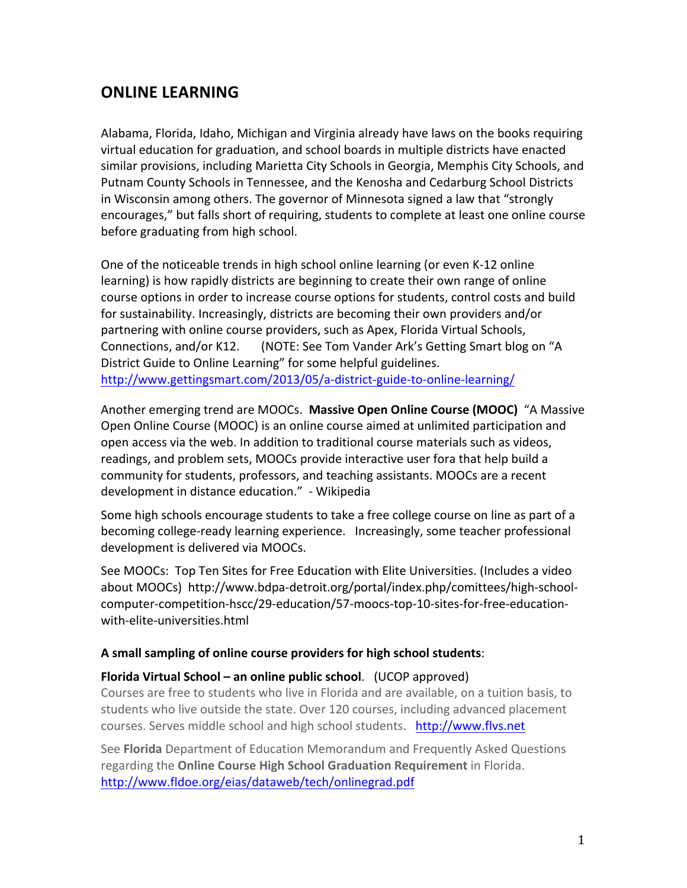# ONLINE LEARNING

Alabama, Florida, Idaho, Michigan and Virginia already have laws on the books requiring virtual education for graduation, and school boards in multiple districts have enacted similar provisions, including Marietta City Schools in Georgia, Memphis City Schools, and Putnam County Schools in Tennessee, and the Kenosha and Cedarburg School Districts in Wisconsin among others. The governor of Minnesota signed a law that "strongly encourages," but falls short of requiring, students to complete at least one online course before graduating from high school.

One of the noticeable trends in high school online learning (or even K-12 online learning) is how rapidly districts are beginning to create their own range of online course options in order to increase course options for students, control costs and build for sustainability. Increasingly, districts are becoming their own providers and/or partnering with online course providers, such as Apex, Florida Virtual Schools, Connections, and/or K12. (NOTE: See Tom Vander Ark's Getting Smart blog on "A District Guide to Online Learning" for some helpful guidelines.
http://www.gettingsmart.com/2013/05/a-district-guide-to-online-learning/

Another emerging trend are MOOCs. **Massive Open Online Course (MOOC)** "A Massive Open Online Course (MOOC) is an online course aimed at unlimited participation and open access via the web. In addition to traditional course materials such as videos, readings, and problem sets, MOOCs provide interactive user fora that help build a community for students, professors, and teaching assistants. MOOCs are a recent development in distance education." - Wikipedia

Some high schools encourage students to take a free college course on line as part of a becoming college-ready learning experience. Increasingly, some teacher professional development is delivered via MOOCs.

See MOOCs: Top Ten Sites for Free Education with Elite Universities. (Includes a video about MOOCs) http://www.bdpa-detroit.org/portal/index.php/comittees/high-school-computer-competition-hscc/29-education/57-moocs-top-10-sites-for-free-education-with-elite-universities.html

**A small sampling of online course providers for high school students**:

**Florida Virtual School – an online public school**. (UCOP approved)
Courses are free to students who live in Florida and are available, on a tuition basis, to students who live outside the state. Over 120 courses, including advanced placement courses. Serves middle school and high school students. http://www.flvs.net

See **Florida** Department of Education Memorandum and Frequently Asked Questions regarding the **Online Course High School Graduation Requirement** in Florida.
http://www.fldoe.org/eias/dataweb/tech/onlinegrad.pdf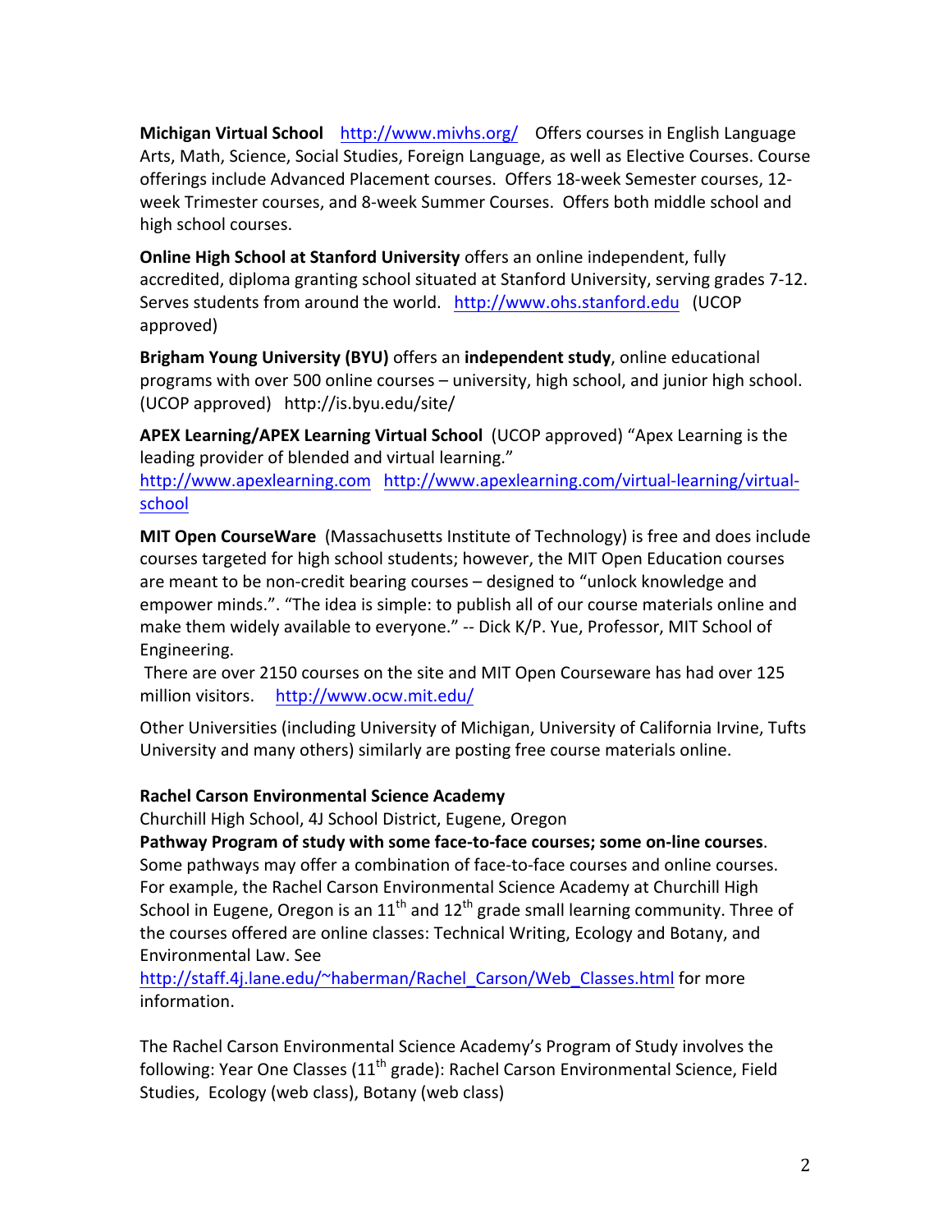**Michigan Virtual School** http://www.mivhs.org/ Offers courses in English Language Arts, Math, Science, Social Studies, Foreign Language, as well as Elective Courses. Course offerings include Advanced Placement courses. Offers 18-week Semester courses, 12-week Trimester courses, and 8-week Summer Courses. Offers both middle school and high school courses.

**Online High School at Stanford University** offers an online independent, fully accredited, diploma granting school situated at Stanford University, serving grades 7-12. Serves students from around the world. http://www.ohs.stanford.edu (UCOP approved)

**Brigham Young University (BYU)** offers an **independent study**, online educational programs with over 500 online courses – university, high school, and junior high school. (UCOP approved) http://is.byu.edu/site/

**APEX Learning/APEX Learning Virtual School** (UCOP approved) "Apex Learning is the leading provider of blended and virtual learning."
http://www.apexlearning.com http://www.apexlearning.com/virtual-learning/virtual-school

**MIT Open CourseWare** (Massachusetts Institute of Technology) is free and does include courses targeted for high school students; however, the MIT Open Education courses are meant to be non-credit bearing courses – designed to "unlock knowledge and empower minds.". "The idea is simple: to publish all of our course materials online and make them widely available to everyone." -- Dick K/P. Yue, Professor, MIT School of Engineering.
There are over 2150 courses on the site and MIT Open Courseware has had over 125 million visitors. http://www.ocw.mit.edu/

Other Universities (including University of Michigan, University of California Irvine, Tufts University and many others) similarly are posting free course materials online.

**Rachel Carson Environmental Science Academy**
Churchill High School, 4J School District, Eugene, Oregon
**Pathway Program of study with some face-to-face courses; some on-line courses**. Some pathways may offer a combination of face-to-face courses and online courses. For example, the Rachel Carson Environmental Science Academy at Churchill High School in Eugene, Oregon is an 11th and 12th grade small learning community. Three of the courses offered are online classes: Technical Writing, Ecology and Botany, and Environmental Law. See http://staff.4j.lane.edu/~haberman/Rachel_Carson/Web_Classes.html for more information.

The Rachel Carson Environmental Science Academy's Program of Study involves the following: Year One Classes (11th grade): Rachel Carson Environmental Science, Field Studies, Ecology (web class), Botany (web class)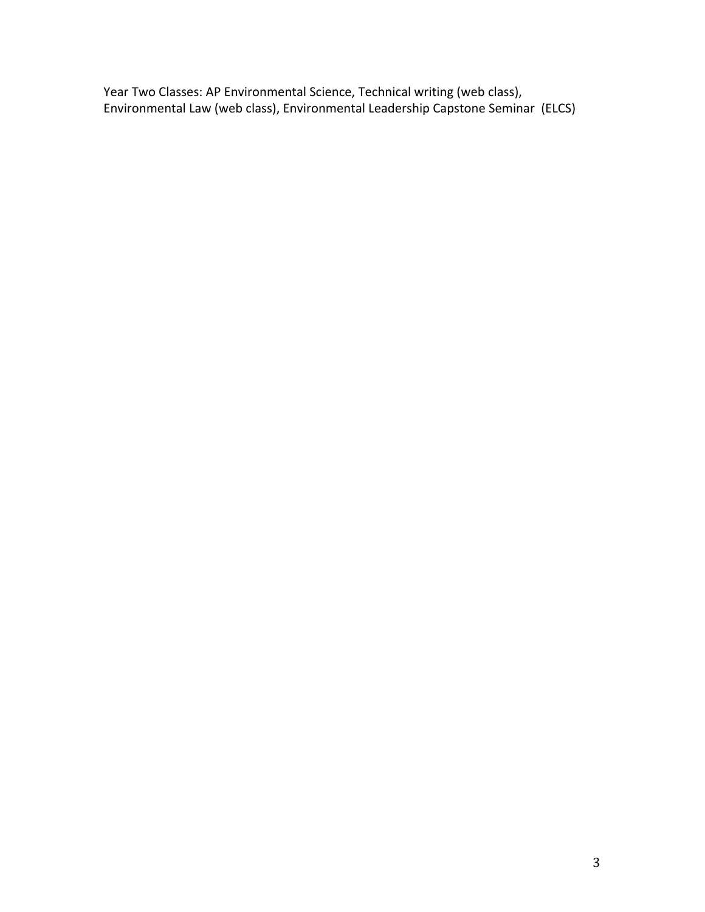Year Two Classes: AP Environmental Science, Technical writing (web class), Environmental Law (web class), Environmental Leadership Capstone Seminar (ELCS)